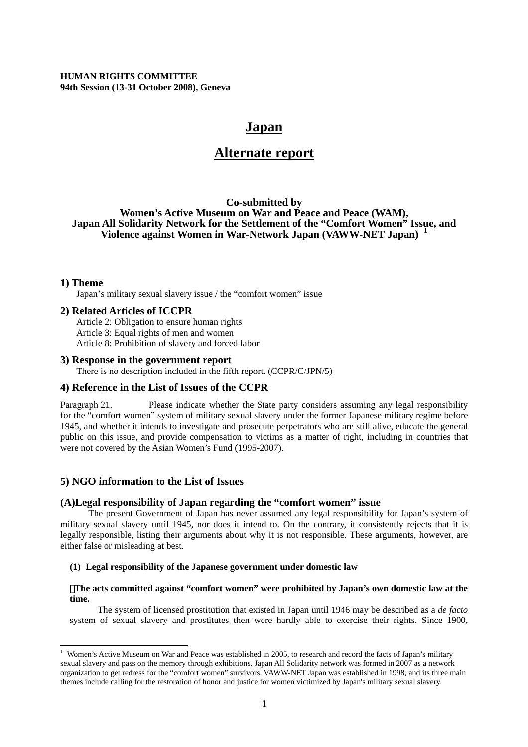**HUMAN RIGHTS COMMITTEE**
**94th Session (13-31 October 2008), Geneva**

# Japan

# Alternate report

**Co-submitted by**
**Women's Active Museum on War and Peace and Peace (WAM),**
**Japan All Solidarity Network for the Settlement of the "Comfort Women" Issue, and**
**Violence against Women in War-Network Japan (VAWW-NET Japan)** [1]

## 1) Theme

Japan's military sexual slavery issue / the "comfort women" issue

## 2) Related Articles of ICCPR

Article 2: Obligation to ensure human rights
Article 3: Equal rights of men and women
Article 8: Prohibition of slavery and forced labor

## 3) Response in the government report

There is no description included in the fifth report. (CCPR/C/JPN/5)

## 4) Reference in the List of Issues of the CCPR

Paragraph 21. Please indicate whether the State party considers assuming any legal responsibility for the "comfort women" system of military sexual slavery under the former Japanese military regime before 1945, and whether it intends to investigate and prosecute perpetrators who are still alive, educate the general public on this issue, and provide compensation to victims as a matter of right, including in countries that were not covered by the Asian Women's Fund (1995-2007).

## 5) NGO information to the List of Issues

### (A)Legal responsibility of Japan regarding the "comfort women" issue

The present Government of Japan has never assumed any legal responsibility for Japan's system of military sexual slavery until 1945, nor does it intend to. On the contrary, it consistently rejects that it is legally responsible, listing their arguments about why it is not responsible. These arguments, however, are either false or misleading at best.

#### (1) Legal responsibility of the Japanese government under domestic law

**The acts committed against "comfort women" were prohibited by Japan's own domestic law at the time.**

The system of licensed prostitution that existed in Japan until 1946 may be described as a *de facto* system of sexual slavery and prostitutes then were hardly able to exercise their rights. Since 1900,

---

[1] Women's Active Museum on War and Peace was established in 2005, to research and record the facts of Japan's military sexual slavery and pass on the memory through exhibitions. Japan All Solidarity network was formed in 2007 as a network organization to get redress for the "comfort women" survivors. VAWW-NET Japan was established in 1998, and its three main themes include calling for the restoration of honor and justice for women victimized by Japan's military sexual slavery.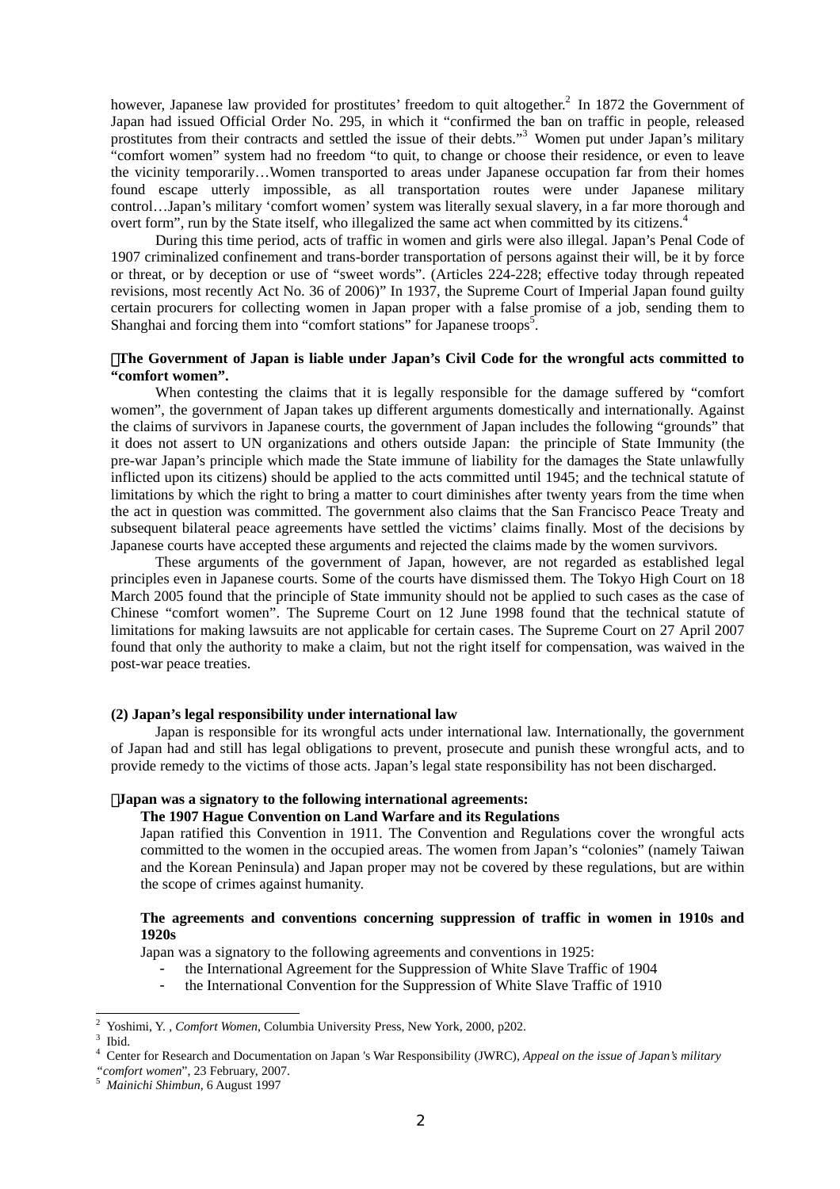however, Japanese law provided for prostitutes' freedom to quit altogether.[2] In 1872 the Government of Japan had issued Official Order No. 295, in which it "confirmed the ban on traffic in people, released prostitutes from their contracts and settled the issue of their debts."[3] Women put under Japan's military "comfort women" system had no freedom "to quit, to change or choose their residence, or even to leave the vicinity temporarily…Women transported to areas under Japanese occupation far from their homes found escape utterly impossible, as all transportation routes were under Japanese military control…Japan's military 'comfort women' system was literally sexual slavery, in a far more thorough and overt form", run by the State itself, who illegalized the same act when committed by its citizens.[4]

During this time period, acts of traffic in women and girls were also illegal. Japan's Penal Code of 1907 criminalized confinement and trans-border transportation of persons against their will, be it by force or threat, or by deception or use of "sweet words". (Articles 224-228; effective today through repeated revisions, most recently Act No. 36 of 2006)" In 1937, the Supreme Court of Imperial Japan found guilty certain procurers for collecting women in Japan proper with a false promise of a job, sending them to Shanghai and forcing them into "comfort stations" for Japanese troops[5].

**The Government of Japan is liable under Japan's Civil Code for the wrongful acts committed to "comfort women".**

When contesting the claims that it is legally responsible for the damage suffered by "comfort women", the government of Japan takes up different arguments domestically and internationally. Against the claims of survivors in Japanese courts, the government of Japan includes the following "grounds" that it does not assert to UN organizations and others outside Japan: the principle of State Immunity (the pre-war Japan's principle which made the State immune of liability for the damages the State unlawfully inflicted upon its citizens) should be applied to the acts committed until 1945; and the technical statute of limitations by which the right to bring a matter to court diminishes after twenty years from the time when the act in question was committed. The government also claims that the San Francisco Peace Treaty and subsequent bilateral peace agreements have settled the victims' claims finally. Most of the decisions by Japanese courts have accepted these arguments and rejected the claims made by the women survivors.

These arguments of the government of Japan, however, are not regarded as established legal principles even in Japanese courts. Some of the courts have dismissed them. The Tokyo High Court on 18 March 2005 found that the principle of State immunity should not be applied to such cases as the case of Chinese "comfort women". The Supreme Court on 12 June 1998 found that the technical statute of limitations for making lawsuits are not applicable for certain cases. The Supreme Court on 27 April 2007 found that only the authority to make a claim, but not the right itself for compensation, was waived in the post-war peace treaties.

### (2) Japan's legal responsibility under international law

Japan is responsible for its wrongful acts under international law. Internationally, the government of Japan had and still has legal obligations to prevent, prosecute and punish these wrongful acts, and to provide remedy to the victims of those acts. Japan's legal state responsibility has not been discharged.

**Japan was a signatory to the following international agreements:**

**The 1907 Hague Convention on Land Warfare and its Regulations**

Japan ratified this Convention in 1911. The Convention and Regulations cover the wrongful acts committed to the women in the occupied areas. The women from Japan's "colonies" (namely Taiwan and the Korean Peninsula) and Japan proper may not be covered by these regulations, but are within the scope of crimes against humanity.

**The agreements and conventions concerning suppression of traffic in women in 1910s and 1920s**

Japan was a signatory to the following agreements and conventions in 1925:

- the International Agreement for the Suppression of White Slave Traffic of 1904
- the International Convention for the Suppression of White Slave Traffic of 1910

---

[2] Yoshimi, Y. , *Comfort Women*, Columbia University Press, New York, 2000, p202.

[3] Ibid.

[4] Center for Research and Documentation on Japan 's War Responsibility (JWRC), *Appeal on the issue of Japan's military "comfort women*", 23 February, 2007.

[5] *Mainichi Shimbun*, 6 August 1997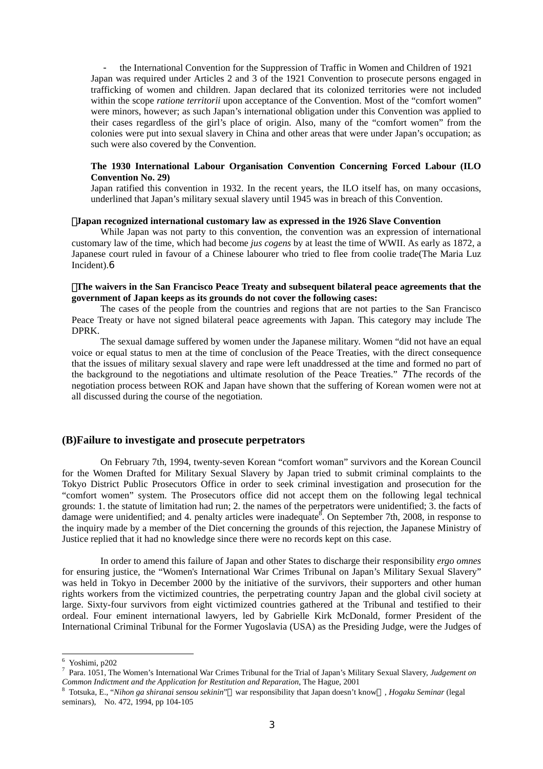- the International Convention for the Suppression of Traffic in Women and Children of 1921

Japan was required under Articles 2 and 3 of the 1921 Convention to prosecute persons engaged in trafficking of women and children. Japan declared that its colonized territories were not included within the scope *ratione territorii* upon acceptance of the Convention. Most of the "comfort women" were minors, however; as such Japan's international obligation under this Convention was applied to their cases regardless of the girl's place of origin. Also, many of the "comfort women" from the colonies were put into sexual slavery in China and other areas that were under Japan's occupation; as such were also covered by the Convention.

**The 1930 International Labour Organisation Convention Concerning Forced Labour (ILO Convention No. 29)**

Japan ratified this convention in 1932. In the recent years, the ILO itself has, on many occasions, underlined that Japan's military sexual slavery until 1945 was in breach of this Convention.

**Japan recognized international customary law as expressed in the 1926 Slave Convention**

While Japan was not party to this convention, the convention was an expression of international customary law of the time, which had become *jus cogens* by at least the time of WWII. As early as 1872, a Japanese court ruled in favour of a Chinese labourer who tried to flee from coolie trade(The Maria Luz Incident).[6]

**The waivers in the San Francisco Peace Treaty and subsequent bilateral peace agreements that the government of Japan keeps as its grounds do not cover the following cases:**

The cases of the people from the countries and regions that are not parties to the San Francisco Peace Treaty or have not signed bilateral peace agreements with Japan. This category may include The DPRK.

The sexual damage suffered by women under the Japanese military. Women "did not have an equal voice or equal status to men at the time of conclusion of the Peace Treaties, with the direct consequence that the issues of military sexual slavery and rape were left unaddressed at the time and formed no part of the background to the negotiations and ultimate resolution of the Peace Treaties." [7]The records of the negotiation process between ROK and Japan have shown that the suffering of Korean women were not at all discussed during the course of the negotiation.

## (B)Failure to investigate and prosecute perpetrators

On February 7th, 1994, twenty-seven Korean "comfort woman" survivors and the Korean Council for the Women Drafted for Military Sexual Slavery by Japan tried to submit criminal complaints to the Tokyo District Public Prosecutors Office in order to seek criminal investigation and prosecution for the "comfort women" system. The Prosecutors office did not accept them on the following legal technical grounds: 1. the statute of limitation had run; 2. the names of the perpetrators were unidentified; 3. the facts of damage were unidentified; and 4. penalty articles were inadequate[8]. On September 7th, 2008, in response to the inquiry made by a member of the Diet concerning the grounds of this rejection, the Japanese Ministry of Justice replied that it had no knowledge since there were no records kept on this case.

In order to amend this failure of Japan and other States to discharge their responsibility *ergo omnes* for ensuring justice, the "Women's International War Crimes Tribunal on Japan's Military Sexual Slavery" was held in Tokyo in December 2000 by the initiative of the survivors, their supporters and other human rights workers from the victimized countries, the perpetrating country Japan and the global civil society at large. Sixty-four survivors from eight victimized countries gathered at the Tribunal and testified to their ordeal. Four eminent international lawyers, led by Gabrielle Kirk McDonald, former President of the International Criminal Tribunal for the Former Yugoslavia (USA) as the Presiding Judge, were the Judges of

---

[6] Yoshimi, p202

[7] Para. 1051, The Women's International War Crimes Tribunal for the Trial of Japan's Military Sexual Slavery, *Judgement on Common Indictment and the Application for Restitution and Reparation*, The Hague, 2001

[8] Totsuka, E., "*Nihon ga shiranai sensou sekinin*"（war responsibility that Japan doesn't know）, *Hogaku Seminar* (legal seminars), No. 472, 1994, pp 104-105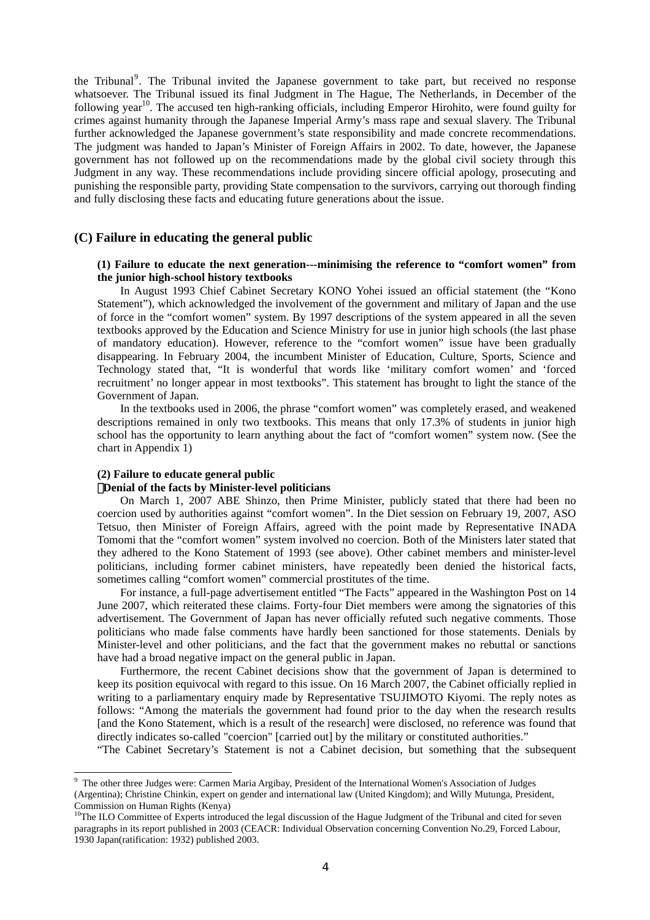the Tribunal[9]. The Tribunal invited the Japanese government to take part, but received no response whatsoever. The Tribunal issued its final Judgment in The Hague, The Netherlands, in December of the following year[10]. The accused ten high-ranking officials, including Emperor Hirohito, were found guilty for crimes against humanity through the Japanese Imperial Army's mass rape and sexual slavery. The Tribunal further acknowledged the Japanese government's state responsibility and made concrete recommendations. The judgment was handed to Japan's Minister of Foreign Affairs in 2002. To date, however, the Japanese government has not followed up on the recommendations made by the global civil society through this Judgment in any way. These recommendations include providing sincere official apology, prosecuting and punishing the responsible party, providing State compensation to the survivors, carrying out thorough finding and fully disclosing these facts and educating future generations about the issue.

## (C) Failure in educating the general public

### (1) Failure to educate the next generation---minimising the reference to "comfort women" from the junior high-school history textbooks

In August 1993 Chief Cabinet Secretary KONO Yohei issued an official statement (the "Kono Statement"), which acknowledged the involvement of the government and military of Japan and the use of force in the "comfort women" system. By 1997 descriptions of the system appeared in all the seven textbooks approved by the Education and Science Ministry for use in junior high schools (the last phase of mandatory education). However, reference to the "comfort women" issue have been gradually disappearing. In February 2004, the incumbent Minister of Education, Culture, Sports, Science and Technology stated that, "It is wonderful that words like 'military comfort women' and 'forced recruitment' no longer appear in most textbooks". This statement has brought to light the stance of the Government of Japan.

In the textbooks used in 2006, the phrase "comfort women" was completely erased, and weakened descriptions remained in only two textbooks. This means that only 17.3% of students in junior high school has the opportunity to learn anything about the fact of "comfort women" system now. (See the chart in Appendix 1)

### (2) Failure to educate general public

**Denial of the facts by Minister-level politicians**

On March 1, 2007 ABE Shinzo, then Prime Minister, publicly stated that there had been no coercion used by authorities against "comfort women". In the Diet session on February 19, 2007, ASO Tetsuo, then Minister of Foreign Affairs, agreed with the point made by Representative INADA Tomomi that the "comfort women" system involved no coercion. Both of the Ministers later stated that they adhered to the Kono Statement of 1993 (see above). Other cabinet members and minister-level politicians, including former cabinet ministers, have repeatedly been denied the historical facts, sometimes calling "comfort women" commercial prostitutes of the time.

For instance, a full-page advertisement entitled "The Facts" appeared in the Washington Post on 14 June 2007, which reiterated these claims. Forty-four Diet members were among the signatories of this advertisement. The Government of Japan has never officially refuted such negative comments. Those politicians who made false comments have hardly been sanctioned for those statements. Denials by Minister-level and other politicians, and the fact that the government makes no rebuttal or sanctions have had a broad negative impact on the general public in Japan.

Furthermore, the recent Cabinet decisions show that the government of Japan is determined to keep its position equivocal with regard to this issue. On 16 March 2007, the Cabinet officially replied in writing to a parliamentary enquiry made by Representative TSUJIMOTO Kiyomi. The reply notes as follows: "Among the materials the government had found prior to the day when the research results [and the Kono Statement, which is a result of the research] were disclosed, no reference was found that directly indicates so-called "coercion" [carried out] by the military or constituted authorities."

"The Cabinet Secretary's Statement is not a Cabinet decision, but something that the subsequent

---

[9] The other three Judges were: Carmen Maria Argibay, President of the International Women's Association of Judges (Argentina); Christine Chinkin, expert on gender and international law (United Kingdom); and Willy Mutunga, President, Commission on Human Rights (Kenya)

[10] The ILO Committee of Experts introduced the legal discussion of the Hague Judgment of the Tribunal and cited for seven paragraphs in its report published in 2003 (CEACR: Individual Observation concerning Convention No.29, Forced Labour, 1930 Japan(ratification: 1932) published 2003.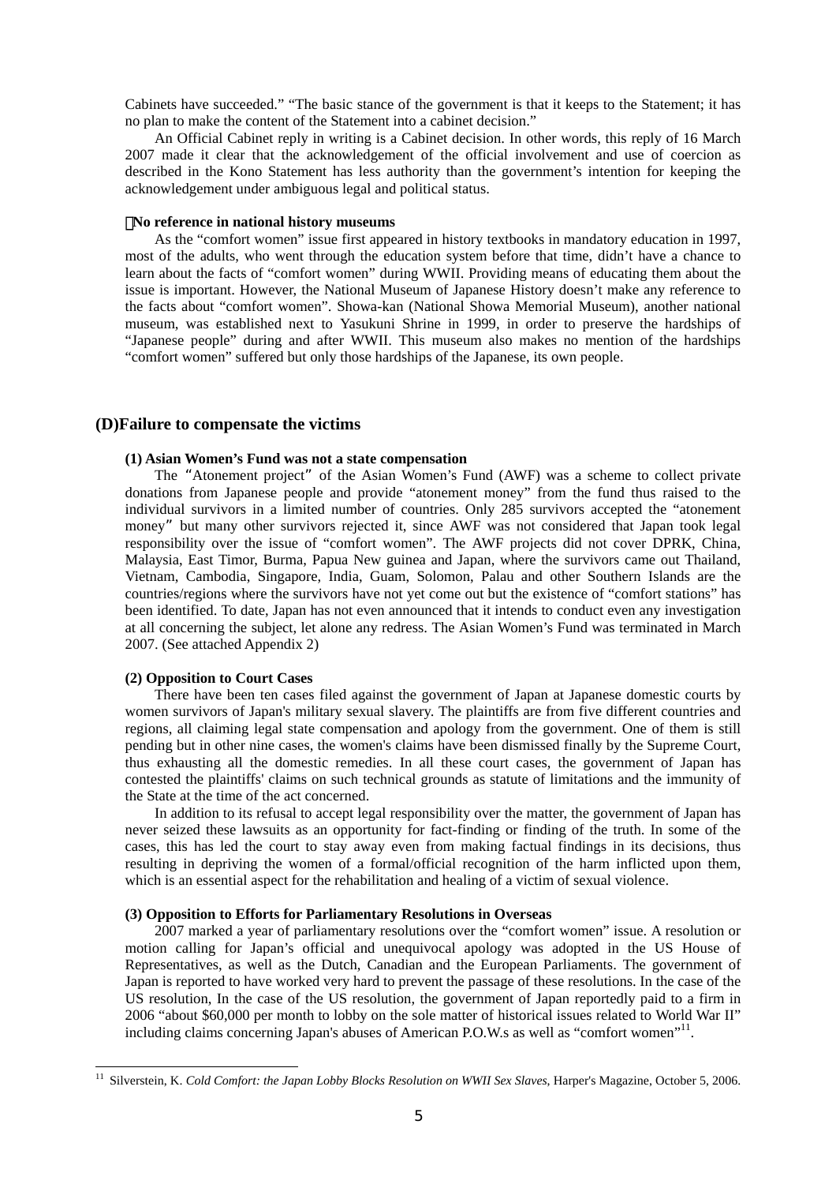Cabinets have succeeded." "The basic stance of the government is that it keeps to the Statement; it has no plan to make the content of the Statement into a cabinet decision."

An Official Cabinet reply in writing is a Cabinet decision. In other words, this reply of 16 March 2007 made it clear that the acknowledgement of the official involvement and use of coercion as described in the Kono Statement has less authority than the government's intention for keeping the acknowledgement under ambiguous legal and political status.

**No reference in national history museums**

As the "comfort women" issue first appeared in history textbooks in mandatory education in 1997, most of the adults, who went through the education system before that time, didn't have a chance to learn about the facts of "comfort women" during WWII. Providing means of educating them about the issue is important. However, the National Museum of Japanese History doesn't make any reference to the facts about "comfort women". Showa-kan (National Showa Memorial Museum), another national museum, was established next to Yasukuni Shrine in 1999, in order to preserve the hardships of "Japanese people" during and after WWII. This museum also makes no mention of the hardships "comfort women" suffered but only those hardships of the Japanese, its own people.

## (D)Failure to compensate the victims

### (1) Asian Women's Fund was not a state compensation

The "Atonement project" of the Asian Women's Fund (AWF) was a scheme to collect private donations from Japanese people and provide "atonement money" from the fund thus raised to the individual survivors in a limited number of countries. Only 285 survivors accepted the "atonement money" but many other survivors rejected it, since AWF was not considered that Japan took legal responsibility over the issue of "comfort women". The AWF projects did not cover DPRK, China, Malaysia, East Timor, Burma, Papua New guinea and Japan, where the survivors came out Thailand, Vietnam, Cambodia, Singapore, India, Guam, Solomon, Palau and other Southern Islands are the countries/regions where the survivors have not yet come out but the existence of "comfort stations" has been identified. To date, Japan has not even announced that it intends to conduct even any investigation at all concerning the subject, let alone any redress. The Asian Women's Fund was terminated in March 2007. (See attached Appendix 2)

### (2) Opposition to Court Cases

There have been ten cases filed against the government of Japan at Japanese domestic courts by women survivors of Japan's military sexual slavery. The plaintiffs are from five different countries and regions, all claiming legal state compensation and apology from the government. One of them is still pending but in other nine cases, the women's claims have been dismissed finally by the Supreme Court, thus exhausting all the domestic remedies. In all these court cases, the government of Japan has contested the plaintiffs' claims on such technical grounds as statute of limitations and the immunity of the State at the time of the act concerned.

In addition to its refusal to accept legal responsibility over the matter, the government of Japan has never seized these lawsuits as an opportunity for fact-finding or finding of the truth. In some of the cases, this has led the court to stay away even from making factual findings in its decisions, thus resulting in depriving the women of a formal/official recognition of the harm inflicted upon them, which is an essential aspect for the rehabilitation and healing of a victim of sexual violence.

### (3) Opposition to Efforts for Parliamentary Resolutions in Overseas

2007 marked a year of parliamentary resolutions over the "comfort women" issue. A resolution or motion calling for Japan's official and unequivocal apology was adopted in the US House of Representatives, as well as the Dutch, Canadian and the European Parliaments. The government of Japan is reported to have worked very hard to prevent the passage of these resolutions. In the case of the US resolution, In the case of the US resolution, the government of Japan reportedly paid to a firm in 2006 "about \$60,000 per month to lobby on the sole matter of historical issues related to World War II" including claims concerning Japan's abuses of American P.O.W.s as well as "comfort women"[11].

---

[11] Silverstein, K. *Cold Comfort: the Japan Lobby Blocks Resolution on WWII Sex Slaves*, Harper's Magazine, October 5, 2006.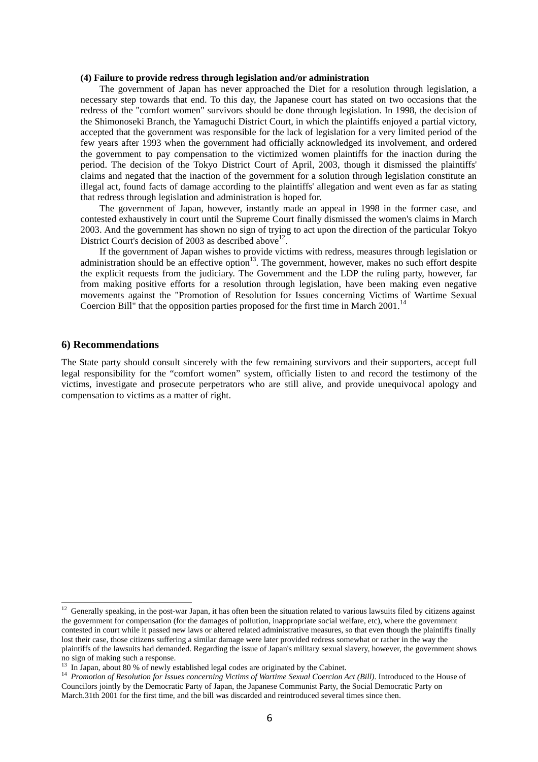#### (4) Failure to provide redress through legislation and/or administration

The government of Japan has never approached the Diet for a resolution through legislation, a necessary step towards that end. To this day, the Japanese court has stated on two occasions that the redress of the "comfort women" survivors should be done through legislation. In 1998, the decision of the Shimonoseki Branch, the Yamaguchi District Court, in which the plaintiffs enjoyed a partial victory, accepted that the government was responsible for the lack of legislation for a very limited period of the few years after 1993 when the government had officially acknowledged its involvement, and ordered the government to pay compensation to the victimized women plaintiffs for the inaction during the period. The decision of the Tokyo District Court of April, 2003, though it dismissed the plaintiffs' claims and negated that the inaction of the government for a solution through legislation constitute an illegal act, found facts of damage according to the plaintiffs' allegation and went even as far as stating that redress through legislation and administration is hoped for.

The government of Japan, however, instantly made an appeal in 1998 in the former case, and contested exhaustively in court until the Supreme Court finally dismissed the women's claims in March 2003. And the government has shown no sign of trying to act upon the direction of the particular Tokyo District Court's decision of 2003 as described above[12].

If the government of Japan wishes to provide victims with redress, measures through legislation or administration should be an effective option[13]. The government, however, makes no such effort despite the explicit requests from the judiciary. The Government and the LDP the ruling party, however, far from making positive efforts for a resolution through legislation, have been making even negative movements against the "Promotion of Resolution for Issues concerning Victims of Wartime Sexual Coercion Bill" that the opposition parties proposed for the first time in March 2001.[14]

## 6) Recommendations

The State party should consult sincerely with the few remaining survivors and their supporters, accept full legal responsibility for the "comfort women" system, officially listen to and record the testimony of the victims, investigate and prosecute perpetrators who are still alive, and provide unequivocal apology and compensation to victims as a matter of right.

---

[12] Generally speaking, in the post-war Japan, it has often been the situation related to various lawsuits filed by citizens against the government for compensation (for the damages of pollution, inappropriate social welfare, etc), where the government contested in court while it passed new laws or altered related administrative measures, so that even though the plaintiffs finally lost their case, those citizens suffering a similar damage were later provided redress somewhat or rather in the way the plaintiffs of the lawsuits had demanded. Regarding the issue of Japan's military sexual slavery, however, the government shows no sign of making such a response.

[13] In Japan, about 80 % of newly established legal codes are originated by the Cabinet.

[14] *Promotion of Resolution for Issues concerning Victims of Wartime Sexual Coercion Act (Bill)*. Introduced to the House of Councilors jointly by the Democratic Party of Japan, the Japanese Communist Party, the Social Democratic Party on March.31th 2001 for the first time, and the bill was discarded and reintroduced several times since then.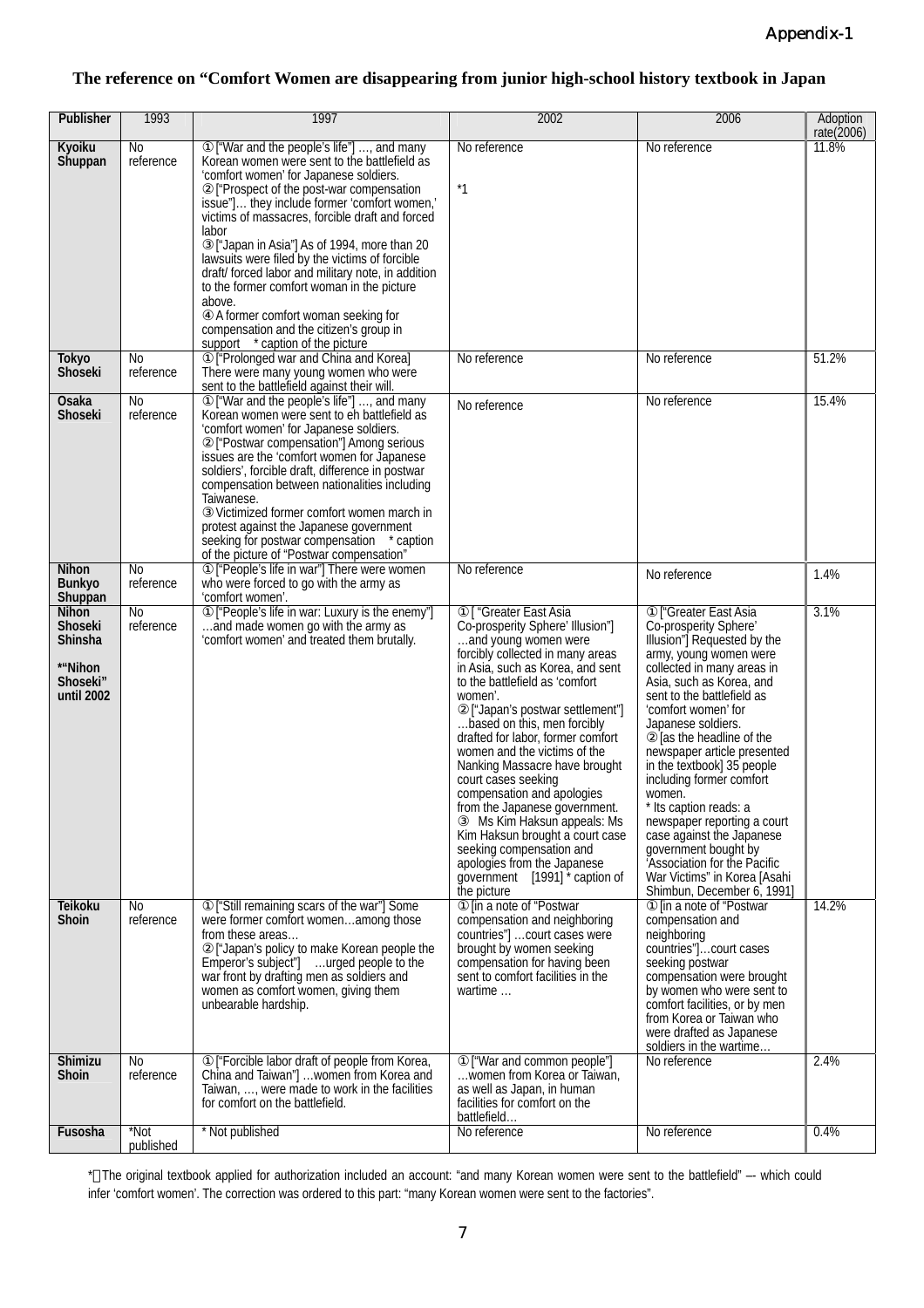Appendix-1

**The reference on “Comfort Women are disappearing from junior high-school history textbook in Japan**

| Publisher | 1993 | 1997 | 2002 | 2006 | Adoption rate(2006) |
|---|---|---|---|---|---|
| **Kyoiku Shuppan** | No reference | ① ["War and the people's life"] …, and many Korean women were sent to the battlefield as 'comfort women' for Japanese soldiers. ② ["Prospect of the post-war compensation issue"]… they include former 'comfort women,' victims of massacres, forcible draft and forced labor ③ ["Japan in Asia"] As of 1994, more than 20 lawsuits were filed by the victims of forcible draft/ forced labor and military note, in addition to the former comfort woman in the picture above. ④ A former comfort woman seeking for compensation and the citizen's group in support * caption of the picture | No reference *1 | No reference | 11.8% |
| **Tokyo Shoseki** | No reference | ① ["Prolonged war and China and Korea] There were many young women who were sent to the battlefield against their will. | No reference | No reference | 51.2% |
| **Osaka Shoseki** | No reference | ① ["War and the people's life"] …, and many Korean women were sent to eh battlefield as 'comfort women' for Japanese soldiers. ② ["Postwar compensation"] Among serious issues are the 'comfort women for Japanese soldiers', forcible draft, difference in postwar compensation between nationalities including Taiwanese. ③ Victimized former comfort women march in protest against the Japanese government seeking for postwar compensation * caption of the picture of "Postwar compensation" | No reference | No reference | 15.4% |
| **Nihon Bunkyo Shuppan** | No reference | ① ["People's life in war"] There were women who were forced to go with the army as 'comfort women'. | No reference | No reference | 1.4% |
| **Nihon Shoseki Shinsha** *"Nihon Shoseki" until 2002 | No reference | ① ["People's life in war: Luxury is the enemy"] …and made women go with the army as 'comfort women' and treated them brutally. | ① [ "Greater East Asia Co-prosperity Sphere' Illusion"] …and young women were forcibly collected in many areas in Asia, such as Korea, and sent to the battlefield as 'comfort women'. ② ["Japan's postwar settlement"] …based on this, men forcibly drafted for labor, former comfort women and the victims of the Nanking Massacre have brought court cases seeking compensation and apologies from the Japanese government. ③ Ms Kim Haksun appeals: Ms Kim Haksun brought a court case seeking compensation and apologies from the Japanese government [1991] * caption of the picture | ① ["Greater East Asia Co-prosperity Sphere' Illusion"] Requested by the army, young women were collected in many areas in Asia, such as Korea, and sent to the battlefield as 'comfort women' for Japanese soldiers. ② [as the headline of the newspaper article presented in the textbook] 35 people including former comfort women. * Its caption reads: a newspaper reporting a court case against the Japanese government bought by 'Association for the Pacific War Victims" in Korea [Asahi Shimbun, December 6, 1991] | 3.1% |
| **Teikoku Shoin** | No reference | ① ["Still remaining scars of the war"] Some were former comfort women…among those from these areas… ② ["Japan's policy to make Korean people the Emperor's subject"] …urged people to the war front by drafting men as soldiers and women as comfort women, giving them unbearable hardship. | ① [in a note of "Postwar compensation and neighboring countries"] …court cases were brought by women seeking compensation for having been sent to comfort facilities in the wartime … | ① [in a note of "Postwar compensation and neighboring countries"]…court cases seeking postwar compensation were brought by women who were sent to comfort facilities, or by men from Korea or Taiwan who were drafted as Japanese soldiers in the wartime… | 14.2% |
| **Shimizu Shoin** | No reference | ① ["Forcible labor draft of people from Korea, China and Taiwan"] …women from Korea and Taiwan, …, were made to work in the facilities for comfort on the battlefield. | ① ["War and common people"] …women from Korea or Taiwan, as well as Japan, in human facilities for comfort on the battlefield… | No reference | 2.4% |
| **Fusosha** | *Not published | * Not published | No reference | No reference | 0.4% |

*1 The original textbook applied for authorization included an account: "and many Korean women were sent to the battlefield" –- which could infer 'comfort women'. The correction was ordered to this part: "many Korean women were sent to the factories".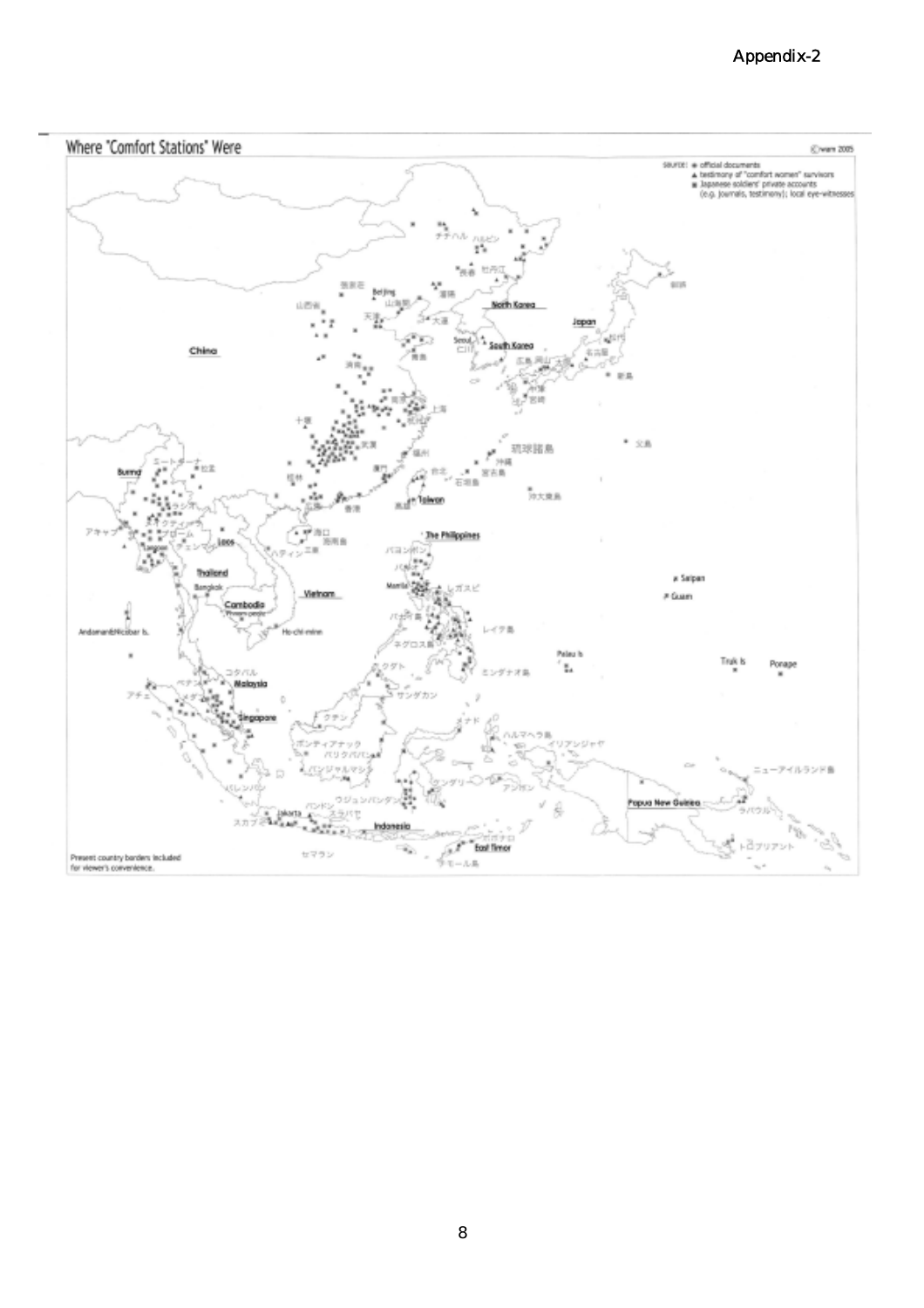Appendix-2

Where "Comfort Stations" Were

©wam 2005

source: ● official documents
▲ testimony of "comfort women" survivors
■ Japanese soldiers' private accounts (e.g. journals, testimony); local eye-witnesses

China

Beijing

North Korea

Japan

Seoul

South Korea

Burma

Taiwan

The Philippines

Laos

Thailand

Bangkok

Vietnam

Cambodia

Manila

Saipan

Guam

Andaman&Nicobar Is.

Ho-chi-minh

Palau Is

Truk Is

Ponape

Malaysia

Singapore

Papua New Guinea

Jakarta

Indonesia

East Timor

Present country borders included for viewer's convenience.